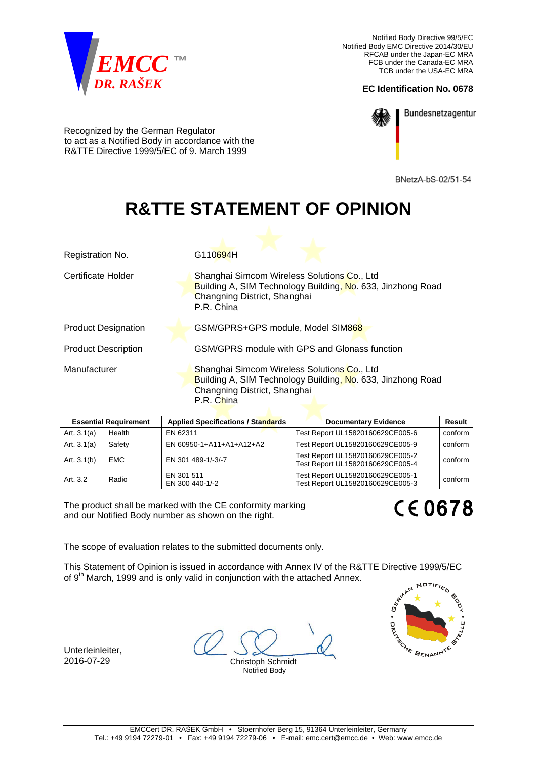EMCC™ DR. RAŠEK

Notified Body Directive 99/5/EC
Notified Body EMC Directive 2014/30/EU
RFCAB under the Japan-EC MRA
FCB under the Canada-EC MRA
TCB under the USA-EC MRA

**EC Identification No. 0678**

Bundesnetzagentur

Recognized by the German Regulator
to act as a Notified Body in accordance with the
R&TTE Directive 1999/5/EC of 9. March 1999

BNetzA-bS-02/51-54

# R&TTE STATEMENT OF OPINION

Registration No. G110694H

Certificate Holder: Shanghai Simcom Wireless Solutions Co., Ltd
Building A, SIM Technology Building, No. 633, Jinzhong Road
Changning District, Shanghai
P.R. China

Product Designation: GSM/GPRS+GPS module, Model SIM868

Product Description: GSM/GPRS module with GPS and Glonass function

Manufacturer: Shanghai Simcom Wireless Solutions Co., Ltd
Building A, SIM Technology Building, No. 633, Jinzhong Road
Changning District, Shanghai
P.R. China

| Essential Requirement | | Applied Specifications / Standards | Documentary Evidence | Result |
|---|---|---|---|---|
| Art. 3.1(a) | Health | EN 62311 | Test Report UL15820160629CE005-6 | conform |
| Art. 3.1(a) | Safety | EN 60950-1+A11+A1+A12+A2 | Test Report UL15820160629CE005-9 | conform |
| Art. 3.1(b) | EMC | EN 301 489-1/-3/-7 | Test Report UL15820160629CE005-2<br>Test Report UL15820160629CE005-4 | conform |
| Art. 3.2 | Radio | EN 301 511<br>EN 300 440-1/-2 | Test Report UL15820160629CE005-1<br>Test Report UL15820160629CE005-3 | conform |

The product shall be marked with the CE conformity marking and our Notified Body number as shown on the right.

CE 0678

The scope of evaluation relates to the submitted documents only.

This Statement of Opinion is issued in accordance with Annex IV of the R&TTE Directive 1999/5/EC of 9th March, 1999 and is only valid in conjunction with the attached Annex.

Unterleinleiter,
2016-07-29

Christoph Schmidt
Notified Body

GERMAN NOTIFIED BODY • DEUTSCHE BENANNTE STELLE

EMCCert DR. RAŠEK GmbH • Stoernhofer Berg 15, 91364 Unterleinleiter, Germany
Tel.: +49 9194 72279-01 • Fax: +49 9194 72279-06 • E-mail: emc.cert@emcc.de • Web: www.emcc.de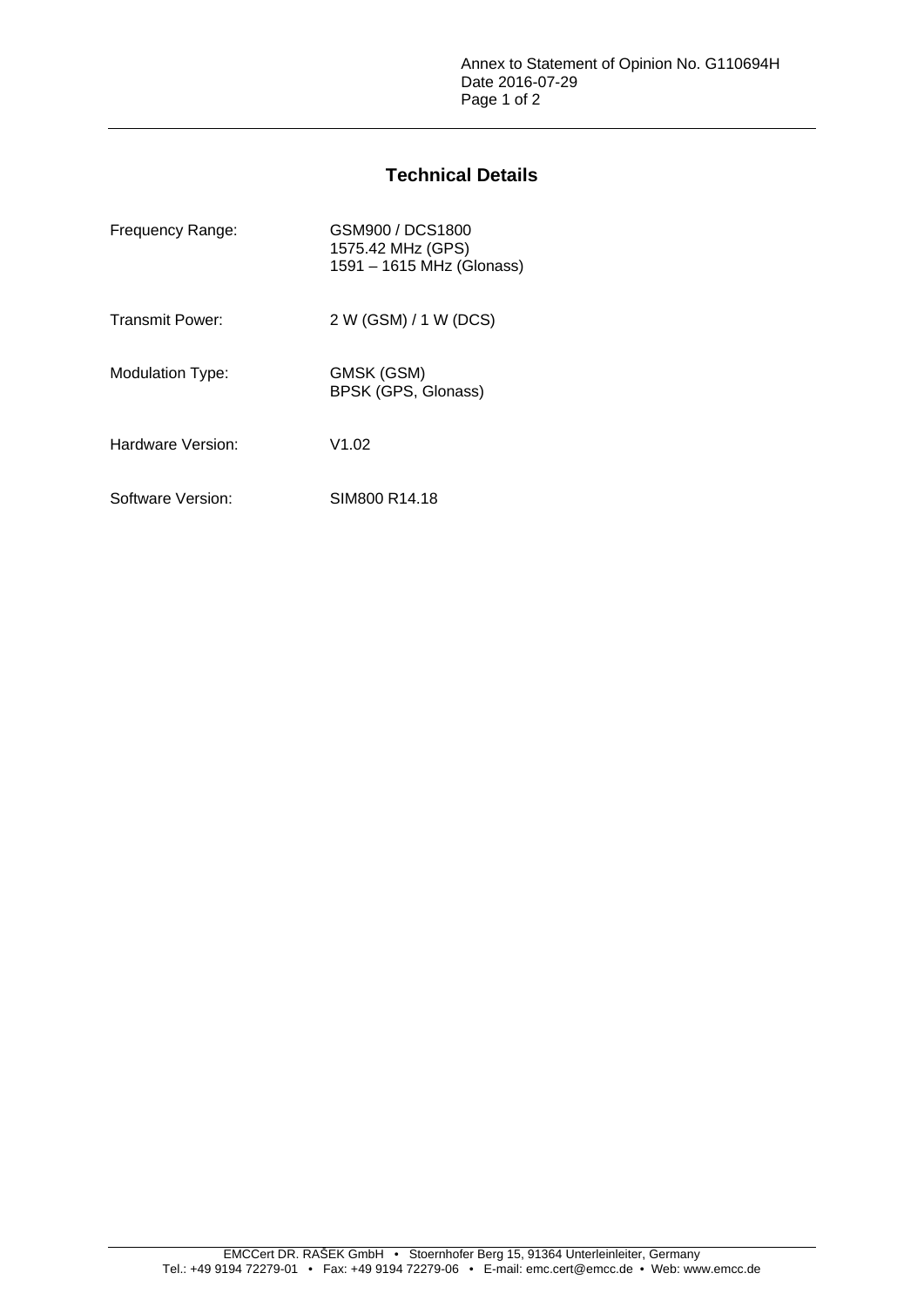Annex to Statement of Opinion No. G110694H
Date 2016-07-29

## Technical Details

| | |
|---|---|
| Frequency Range: | GSM900 / DCS1800<br>1575.42 MHz (GPS)<br>1591 – 1615 MHz (Glonass) |
| Transmit Power: | 2 W (GSM) / 1 W (DCS) |
| Modulation Type: | GMSK (GSM)<br>BPSK (GPS, Glonass) |
| Hardware Version: | V1.02 |
| Software Version: | SIM800 R14.18 |

EMCCert DR. RAŠEK GmbH • Stoernhofer Berg 15, 91364 Unterleinleiter, Germany
Tel.: +49 9194 72279-01 • Fax: +49 9194 72279-06 • E-mail: emc.cert@emcc.de • Web: www.emcc.de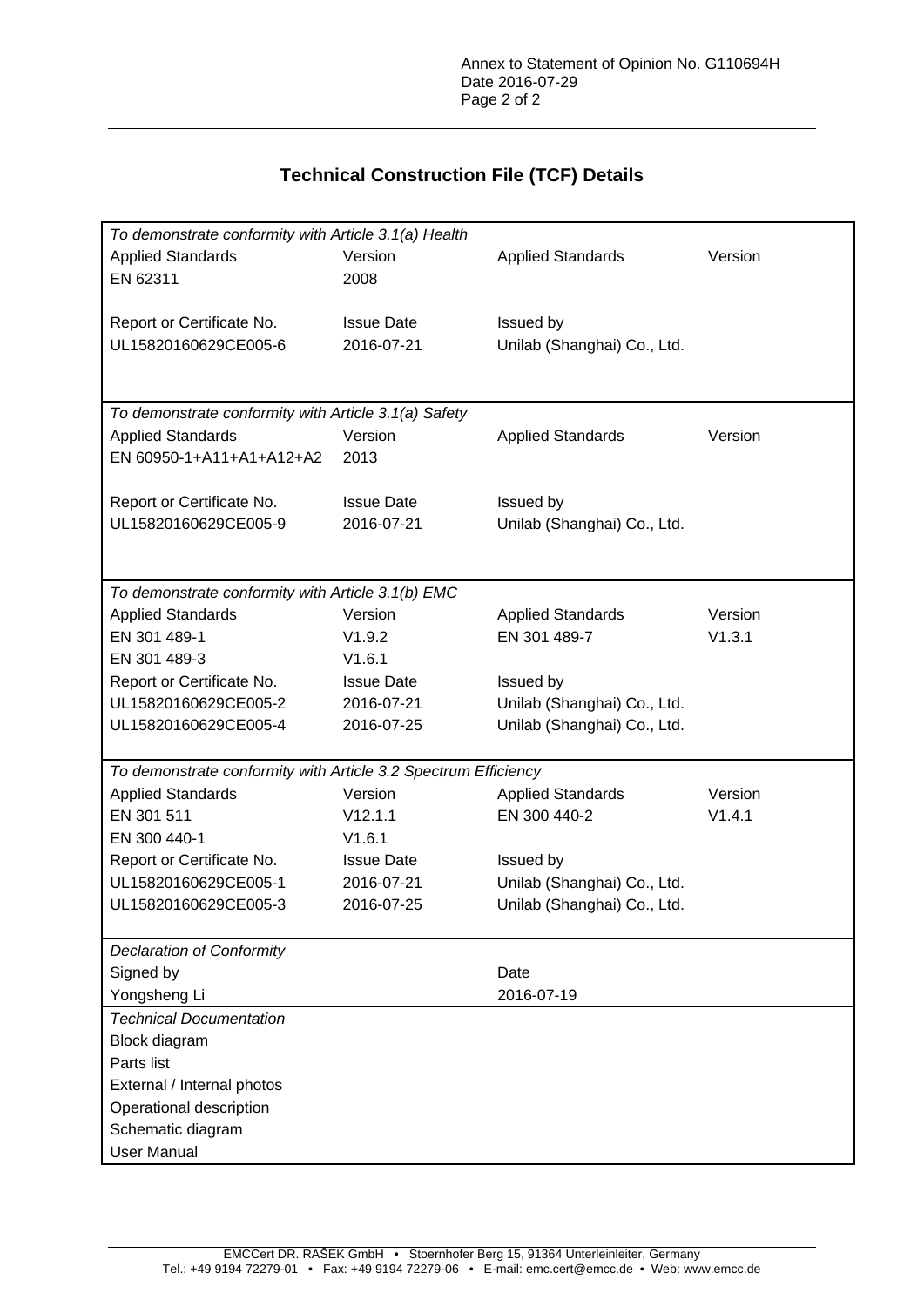Annex to Statement of Opinion No. G110694H
Date 2016-07-29
Page 2 of 2

## Technical Construction File (TCF) Details

| | | | |
|---|---|---|---|
| *To demonstrate conformity with Article 3.1(a) Health* | | | |
| Applied Standards | Version | Applied Standards | Version |
| EN 62311 | 2008 | | |
| Report or Certificate No. | Issue Date | Issued by | |
| UL15820160629CE005-6 | 2016-07-21 | Unilab (Shanghai) Co., Ltd. | |
| *To demonstrate conformity with Article 3.1(a) Safety* | | | |
| Applied Standards | Version | Applied Standards | Version |
| EN 60950-1+A11+A1+A12+A2 | 2013 | | |
| Report or Certificate No. | Issue Date | Issued by | |
| UL15820160629CE005-9 | 2016-07-21 | Unilab (Shanghai) Co., Ltd. | |
| *To demonstrate conformity with Article 3.1(b) EMC* | | | |
| Applied Standards | Version | Applied Standards | Version |
| EN 301 489-1 | V1.9.2 | EN 301 489-7 | V1.3.1 |
| EN 301 489-3 | V1.6.1 | | |
| Report or Certificate No. | Issue Date | Issued by | |
| UL15820160629CE005-2 | 2016-07-21 | Unilab (Shanghai) Co., Ltd. | |
| UL15820160629CE005-4 | 2016-07-25 | Unilab (Shanghai) Co., Ltd. | |
| *To demonstrate conformity with Article 3.2 Spectrum Efficiency* | | | |
| Applied Standards | Version | Applied Standards | Version |
| EN 301 511 | V12.1.1 | EN 300 440-2 | V1.4.1 |
| EN 300 440-1 | V1.6.1 | | |
| Report or Certificate No. | Issue Date | Issued by | |
| UL15820160629CE005-1 | 2016-07-21 | Unilab (Shanghai) Co., Ltd. | |
| UL15820160629CE005-3 | 2016-07-25 | Unilab (Shanghai) Co., Ltd. | |
| *Declaration of Conformity* | | | |
| Signed by | | Date | |
| Yongsheng Li | | 2016-07-19 | |
| *Technical Documentation* | | | |
| Block diagram | | | |
| Parts list | | | |
| External / Internal photos | | | |
| Operational description | | | |
| Schematic diagram | | | |
| User Manual | | | |

EMCCert DR. RAŠEK GmbH • Stoernhofer Berg 15, 91364 Unterleinleiter, Germany
Tel.: +49 9194 72279-01 • Fax: +49 9194 72279-06 • E-mail: emc.cert@emcc.de • Web: www.emcc.de